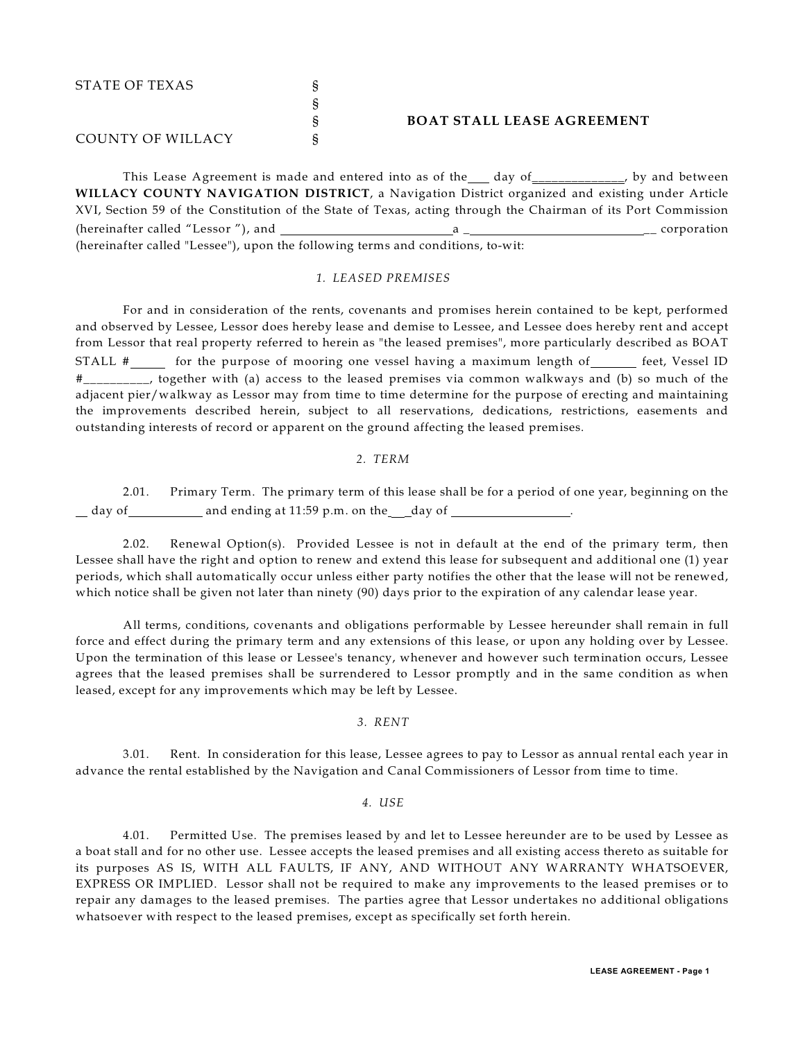STATE OF TEXAS §
§
§ **BOAT STALL LEASE AGREEMENT**
COUNTY OF WILLACY §

This Lease Agreement is made and entered into as of the___ day of_____________, by and between **WILLACY COUNTY NAVIGATION DISTRICT**, a Navigation District organized and existing under Article XVI, Section 59 of the Constitution of the State of Texas, acting through the Chairman of its Port Commission (hereinafter called "Lessor "), and ___________________________a ____________________________ corporation (hereinafter called "Lessee"), upon the following terms and conditions, to-wit:

*1. LEASED PREMISES*

For and in consideration of the rents, covenants and promises herein contained to be kept, performed and observed by Lessee, Lessor does hereby lease and demise to Lessee, and Lessee does hereby rent and accept from Lessor that real property referred to herein as "the leased premises", more particularly described as BOAT STALL #_____ for the purpose of mooring one vessel having a maximum length of_______ feet, Vessel ID #__________, together with (a) access to the leased premises via common walkways and (b) so much of the adjacent pier/walkway as Lessor may from time to time determine for the purpose of erecting and maintaining the improvements described herein, subject to all reservations, dedications, restrictions, easements and outstanding interests of record or apparent on the ground affecting the leased premises.

*2. TERM*

2.01. Primary Term. The primary term of this lease shall be for a period of one year, beginning on the __ day of___________ and ending at 11:59 p.m. on the___day of __________________.

2.02. Renewal Option(s). Provided Lessee is not in default at the end of the primary term, then Lessee shall have the right and option to renew and extend this lease for subsequent and additional one (1) year periods, which shall automatically occur unless either party notifies the other that the lease will not be renewed, which notice shall be given not later than ninety (90) days prior to the expiration of any calendar lease year.

All terms, conditions, covenants and obligations performable by Lessee hereunder shall remain in full force and effect during the primary term and any extensions of this lease, or upon any holding over by Lessee. Upon the termination of this lease or Lessee's tenancy, whenever and however such termination occurs, Lessee agrees that the leased premises shall be surrendered to Lessor promptly and in the same condition as when leased, except for any improvements which may be left by Lessee.

*3. RENT*

3.01. Rent. In consideration for this lease, Lessee agrees to pay to Lessor as annual rental each year in advance the rental established by the Navigation and Canal Commissioners of Lessor from time to time.

*4. USE*

4.01. Permitted Use. The premises leased by and let to Lessee hereunder are to be used by Lessee as a boat stall and for no other use. Lessee accepts the leased premises and all existing access thereto as suitable for its purposes AS IS, WITH ALL FAULTS, IF ANY, AND WITHOUT ANY WARRANTY WHATSOEVER, EXPRESS OR IMPLIED. Lessor shall not be required to make any improvements to the leased premises or to repair any damages to the leased premises. The parties agree that Lessor undertakes no additional obligations whatsoever with respect to the leased premises, except as specifically set forth herein.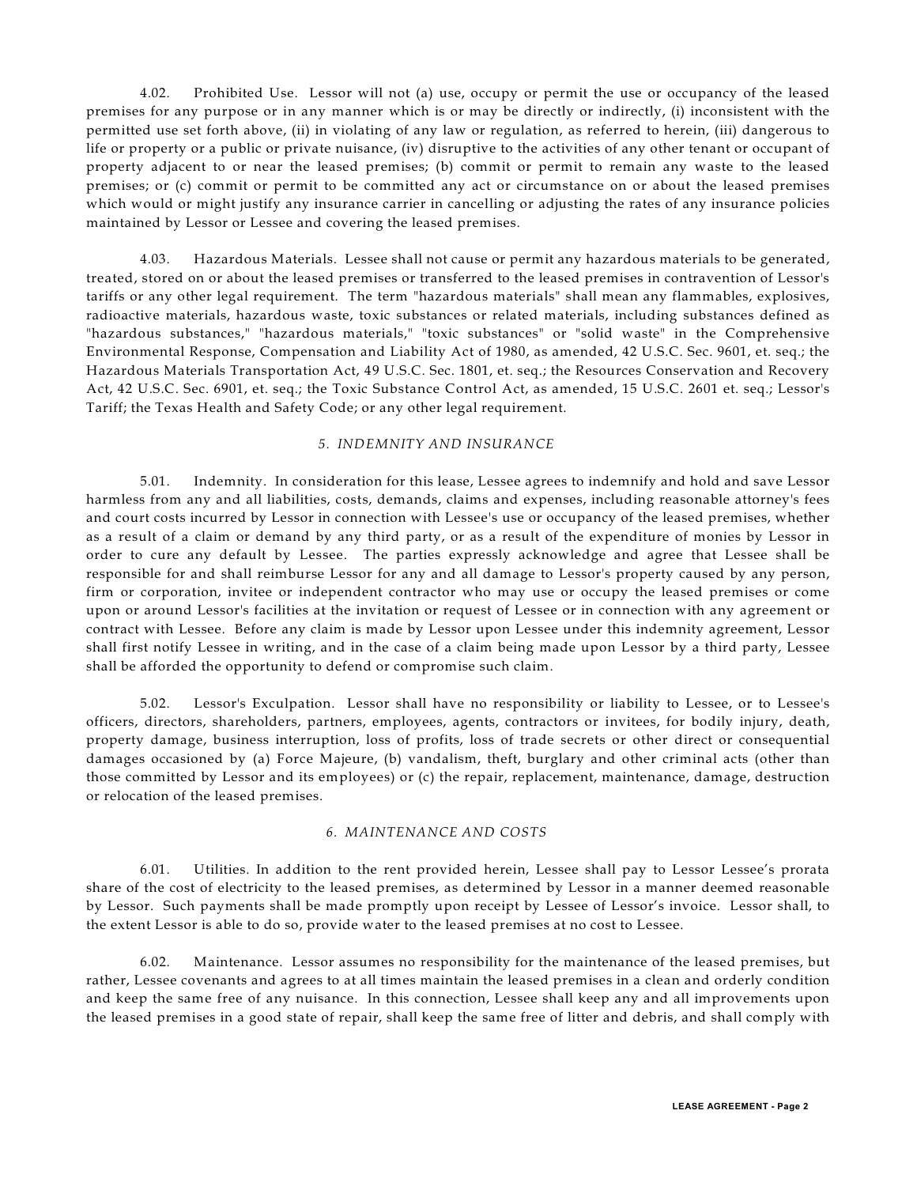4.02. Prohibited Use. Lessor will not (a) use, occupy or permit the use or occupancy of the leased premises for any purpose or in any manner which is or may be directly or indirectly, (i) inconsistent with the permitted use set forth above, (ii) in violating of any law or regulation, as referred to herein, (iii) dangerous to life or property or a public or private nuisance, (iv) disruptive to the activities of any other tenant or occupant of property adjacent to or near the leased premises; (b) commit or permit to remain any waste to the leased premises; or (c) commit or permit to be committed any act or circumstance on or about the leased premises which would or might justify any insurance carrier in cancelling or adjusting the rates of any insurance policies maintained by Lessor or Lessee and covering the leased premises.

4.03. Hazardous Materials. Lessee shall not cause or permit any hazardous materials to be generated, treated, stored on or about the leased premises or transferred to the leased premises in contravention of Lessor's tariffs or any other legal requirement. The term "hazardous materials" shall mean any flammables, explosives, radioactive materials, hazardous waste, toxic substances or related materials, including substances defined as "hazardous substances," "hazardous materials," "toxic substances" or "solid waste" in the Comprehensive Environmental Response, Compensation and Liability Act of 1980, as amended, 42 U.S.C. Sec. 9601, et. seq.; the Hazardous Materials Transportation Act, 49 U.S.C. Sec. 1801, et. seq.; the Resources Conservation and Recovery Act, 42 U.S.C. Sec. 6901, et. seq.; the Toxic Substance Control Act, as amended, 15 U.S.C. 2601 et. seq.; Lessor's Tariff; the Texas Health and Safety Code; or any other legal requirement.

## *5. INDEMNITY AND INSURANCE*

5.01. Indemnity. In consideration for this lease, Lessee agrees to indemnify and hold and save Lessor harmless from any and all liabilities, costs, demands, claims and expenses, including reasonable attorney's fees and court costs incurred by Lessor in connection with Lessee's use or occupancy of the leased premises, whether as a result of a claim or demand by any third party, or as a result of the expenditure of monies by Lessor in order to cure any default by Lessee. The parties expressly acknowledge and agree that Lessee shall be responsible for and shall reimburse Lessor for any and all damage to Lessor's property caused by any person, firm or corporation, invitee or independent contractor who may use or occupy the leased premises or come upon or around Lessor's facilities at the invitation or request of Lessee or in connection with any agreement or contract with Lessee. Before any claim is made by Lessor upon Lessee under this indemnity agreement, Lessor shall first notify Lessee in writing, and in the case of a claim being made upon Lessor by a third party, Lessee shall be afforded the opportunity to defend or compromise such claim.

5.02. Lessor's Exculpation. Lessor shall have no responsibility or liability to Lessee, or to Lessee's officers, directors, shareholders, partners, employees, agents, contractors or invitees, for bodily injury, death, property damage, business interruption, loss of profits, loss of trade secrets or other direct or consequential damages occasioned by (a) Force Majeure, (b) vandalism, theft, burglary and other criminal acts (other than those committed by Lessor and its employees) or (c) the repair, replacement, maintenance, damage, destruction or relocation of the leased premises.

## *6. MAINTENANCE AND COSTS*

6.01. Utilities. In addition to the rent provided herein, Lessee shall pay to Lessor Lessee's prorata share of the cost of electricity to the leased premises, as determined by Lessor in a manner deemed reasonable by Lessor. Such payments shall be made promptly upon receipt by Lessee of Lessor's invoice. Lessor shall, to the extent Lessor is able to do so, provide water to the leased premises at no cost to Lessee.

6.02. Maintenance. Lessor assumes no responsibility for the maintenance of the leased premises, but rather, Lessee covenants and agrees to at all times maintain the leased premises in a clean and orderly condition and keep the same free of any nuisance. In this connection, Lessee shall keep any and all improvements upon the leased premises in a good state of repair, shall keep the same free of litter and debris, and shall comply with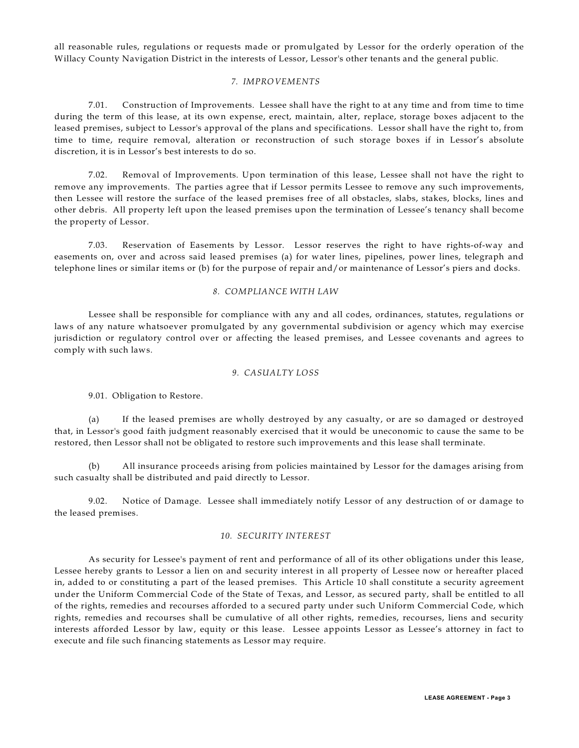all reasonable rules, regulations or requests made or promulgated by Lessor for the orderly operation of the Willacy County Navigation District in the interests of Lessor, Lessor's other tenants and the general public.

### *7. IMPROVEMENTS*

7.01. Construction of Improvements. Lessee shall have the right to at any time and from time to time during the term of this lease, at its own expense, erect, maintain, alter, replace, storage boxes adjacent to the leased premises, subject to Lessor's approval of the plans and specifications. Lessor shall have the right to, from time to time, require removal, alteration or reconstruction of such storage boxes if in Lessor's absolute discretion, it is in Lessor's best interests to do so.

7.02. Removal of Improvements. Upon termination of this lease, Lessee shall not have the right to remove any improvements. The parties agree that if Lessor permits Lessee to remove any such improvements, then Lessee will restore the surface of the leased premises free of all obstacles, slabs, stakes, blocks, lines and other debris. All property left upon the leased premises upon the termination of Lessee's tenancy shall become the property of Lessor.

7.03. Reservation of Easements by Lessor. Lessor reserves the right to have rights-of-way and easements on, over and across said leased premises (a) for water lines, pipelines, power lines, telegraph and telephone lines or similar items or (b) for the purpose of repair and/or maintenance of Lessor's piers and docks.

### *8. COMPLIANCE WITH LAW*

Lessee shall be responsible for compliance with any and all codes, ordinances, statutes, regulations or laws of any nature whatsoever promulgated by any governmental subdivision or agency which may exercise jurisdiction or regulatory control over or affecting the leased premises, and Lessee covenants and agrees to comply with such laws.

### *9. CASUALTY LOSS*

9.01. Obligation to Restore.

(a) If the leased premises are wholly destroyed by any casualty, or are so damaged or destroyed that, in Lessor's good faith judgment reasonably exercised that it would be uneconomic to cause the same to be restored, then Lessor shall not be obligated to restore such improvements and this lease shall terminate.

(b) All insurance proceeds arising from policies maintained by Lessor for the damages arising from such casualty shall be distributed and paid directly to Lessor.

9.02. Notice of Damage. Lessee shall immediately notify Lessor of any destruction of or damage to the leased premises.

### *10. SECURITY INTEREST*

As security for Lessee's payment of rent and performance of all of its other obligations under this lease, Lessee hereby grants to Lessor a lien on and security interest in all property of Lessee now or hereafter placed in, added to or constituting a part of the leased premises. This Article 10 shall constitute a security agreement under the Uniform Commercial Code of the State of Texas, and Lessor, as secured party, shall be entitled to all of the rights, remedies and recourses afforded to a secured party under such Uniform Commercial Code, which rights, remedies and recourses shall be cumulative of all other rights, remedies, recourses, liens and security interests afforded Lessor by law, equity or this lease. Lessee appoints Lessor as Lessee's attorney in fact to execute and file such financing statements as Lessor may require.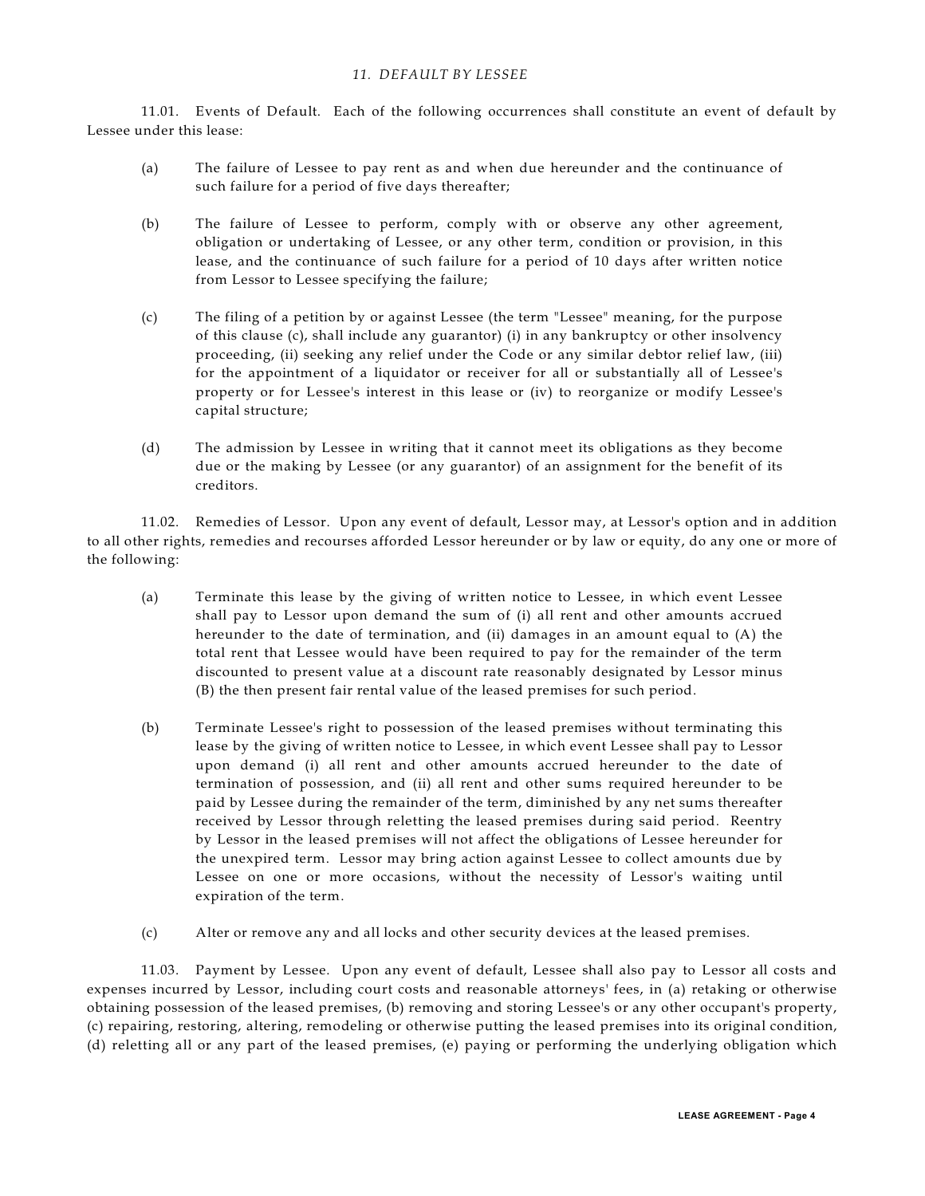### *11. DEFAULT BY LESSEE*

11.01. Events of Default. Each of the following occurrences shall constitute an event of default by Lessee under this lease:

(a) The failure of Lessee to pay rent as and when due hereunder and the continuance of such failure for a period of five days thereafter;

(b) The failure of Lessee to perform, comply with or observe any other agreement, obligation or undertaking of Lessee, or any other term, condition or provision, in this lease, and the continuance of such failure for a period of 10 days after written notice from Lessor to Lessee specifying the failure;

(c) The filing of a petition by or against Lessee (the term "Lessee" meaning, for the purpose of this clause (c), shall include any guarantor) (i) in any bankruptcy or other insolvency proceeding, (ii) seeking any relief under the Code or any similar debtor relief law, (iii) for the appointment of a liquidator or receiver for all or substantially all of Lessee's property or for Lessee's interest in this lease or (iv) to reorganize or modify Lessee's capital structure;

(d) The admission by Lessee in writing that it cannot meet its obligations as they become due or the making by Lessee (or any guarantor) of an assignment for the benefit of its creditors.

11.02. Remedies of Lessor. Upon any event of default, Lessor may, at Lessor's option and in addition to all other rights, remedies and recourses afforded Lessor hereunder or by law or equity, do any one or more of the following:

(a) Terminate this lease by the giving of written notice to Lessee, in which event Lessee shall pay to Lessor upon demand the sum of (i) all rent and other amounts accrued hereunder to the date of termination, and (ii) damages in an amount equal to (A) the total rent that Lessee would have been required to pay for the remainder of the term discounted to present value at a discount rate reasonably designated by Lessor minus (B) the then present fair rental value of the leased premises for such period.

(b) Terminate Lessee's right to possession of the leased premises without terminating this lease by the giving of written notice to Lessee, in which event Lessee shall pay to Lessor upon demand (i) all rent and other amounts accrued hereunder to the date of termination of possession, and (ii) all rent and other sums required hereunder to be paid by Lessee during the remainder of the term, diminished by any net sums thereafter received by Lessor through reletting the leased premises during said period. Reentry by Lessor in the leased premises will not affect the obligations of Lessee hereunder for the unexpired term. Lessor may bring action against Lessee to collect amounts due by Lessee on one or more occasions, without the necessity of Lessor's waiting until expiration of the term.

(c) Alter or remove any and all locks and other security devices at the leased premises.

11.03. Payment by Lessee. Upon any event of default, Lessee shall also pay to Lessor all costs and expenses incurred by Lessor, including court costs and reasonable attorneys' fees, in (a) retaking or otherwise obtaining possession of the leased premises, (b) removing and storing Lessee's or any other occupant's property, (c) repairing, restoring, altering, remodeling or otherwise putting the leased premises into its original condition, (d) reletting all or any part of the leased premises, (e) paying or performing the underlying obligation which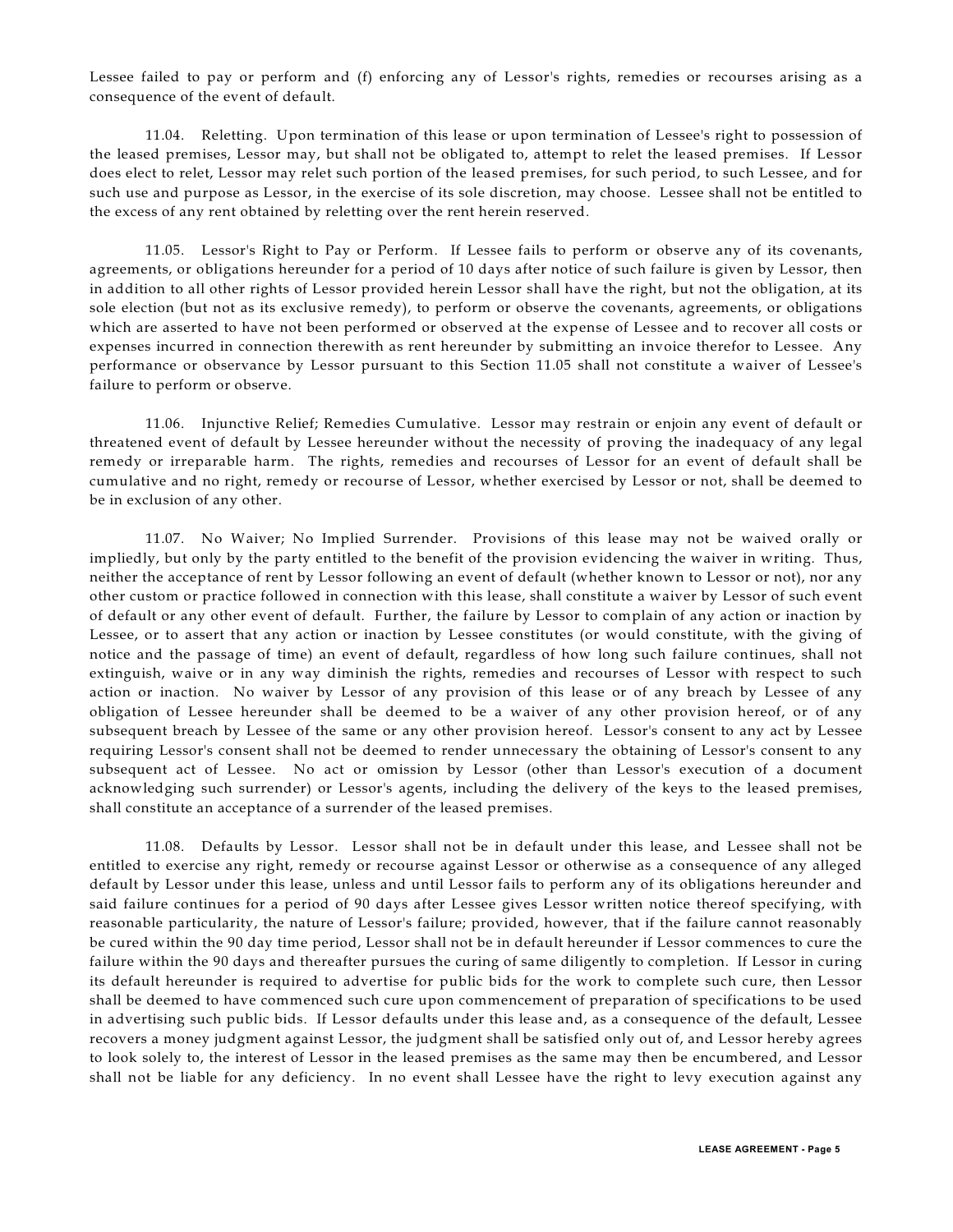Lessee failed to pay or perform and (f) enforcing any of Lessor's rights, remedies or recourses arising as a consequence of the event of default.

11.04. Reletting. Upon termination of this lease or upon termination of Lessee's right to possession of the leased premises, Lessor may, but shall not be obligated to, attempt to relet the leased premises. If Lessor does elect to relet, Lessor may relet such portion of the leased premises, for such period, to such Lessee, and for such use and purpose as Lessor, in the exercise of its sole discretion, may choose. Lessee shall not be entitled to the excess of any rent obtained by reletting over the rent herein reserved.

11.05. Lessor's Right to Pay or Perform. If Lessee fails to perform or observe any of its covenants, agreements, or obligations hereunder for a period of 10 days after notice of such failure is given by Lessor, then in addition to all other rights of Lessor provided herein Lessor shall have the right, but not the obligation, at its sole election (but not as its exclusive remedy), to perform or observe the covenants, agreements, or obligations which are asserted to have not been performed or observed at the expense of Lessee and to recover all costs or expenses incurred in connection therewith as rent hereunder by submitting an invoice therefor to Lessee. Any performance or observance by Lessor pursuant to this Section 11.05 shall not constitute a waiver of Lessee's failure to perform or observe.

11.06. Injunctive Relief; Remedies Cumulative. Lessor may restrain or enjoin any event of default or threatened event of default by Lessee hereunder without the necessity of proving the inadequacy of any legal remedy or irreparable harm. The rights, remedies and recourses of Lessor for an event of default shall be cumulative and no right, remedy or recourse of Lessor, whether exercised by Lessor or not, shall be deemed to be in exclusion of any other.

11.07. No Waiver; No Implied Surrender. Provisions of this lease may not be waived orally or impliedly, but only by the party entitled to the benefit of the provision evidencing the waiver in writing. Thus, neither the acceptance of rent by Lessor following an event of default (whether known to Lessor or not), nor any other custom or practice followed in connection with this lease, shall constitute a waiver by Lessor of such event of default or any other event of default. Further, the failure by Lessor to complain of any action or inaction by Lessee, or to assert that any action or inaction by Lessee constitutes (or would constitute, with the giving of notice and the passage of time) an event of default, regardless of how long such failure continues, shall not extinguish, waive or in any way diminish the rights, remedies and recourses of Lessor with respect to such action or inaction. No waiver by Lessor of any provision of this lease or of any breach by Lessee of any obligation of Lessee hereunder shall be deemed to be a waiver of any other provision hereof, or of any subsequent breach by Lessee of the same or any other provision hereof. Lessor's consent to any act by Lessee requiring Lessor's consent shall not be deemed to render unnecessary the obtaining of Lessor's consent to any subsequent act of Lessee. No act or omission by Lessor (other than Lessor's execution of a document acknowledging such surrender) or Lessor's agents, including the delivery of the keys to the leased premises, shall constitute an acceptance of a surrender of the leased premises.

11.08. Defaults by Lessor. Lessor shall not be in default under this lease, and Lessee shall not be entitled to exercise any right, remedy or recourse against Lessor or otherwise as a consequence of any alleged default by Lessor under this lease, unless and until Lessor fails to perform any of its obligations hereunder and said failure continues for a period of 90 days after Lessee gives Lessor written notice thereof specifying, with reasonable particularity, the nature of Lessor's failure; provided, however, that if the failure cannot reasonably be cured within the 90 day time period, Lessor shall not be in default hereunder if Lessor commences to cure the failure within the 90 days and thereafter pursues the curing of same diligently to completion. If Lessor in curing its default hereunder is required to advertise for public bids for the work to complete such cure, then Lessor shall be deemed to have commenced such cure upon commencement of preparation of specifications to be used in advertising such public bids. If Lessor defaults under this lease and, as a consequence of the default, Lessee recovers a money judgment against Lessor, the judgment shall be satisfied only out of, and Lessee hereby agrees to look solely to, the interest of Lessor in the leased premises as the same may then be encumbered, and Lessor shall not be liable for any deficiency. In no event shall Lessee have the right to levy execution against any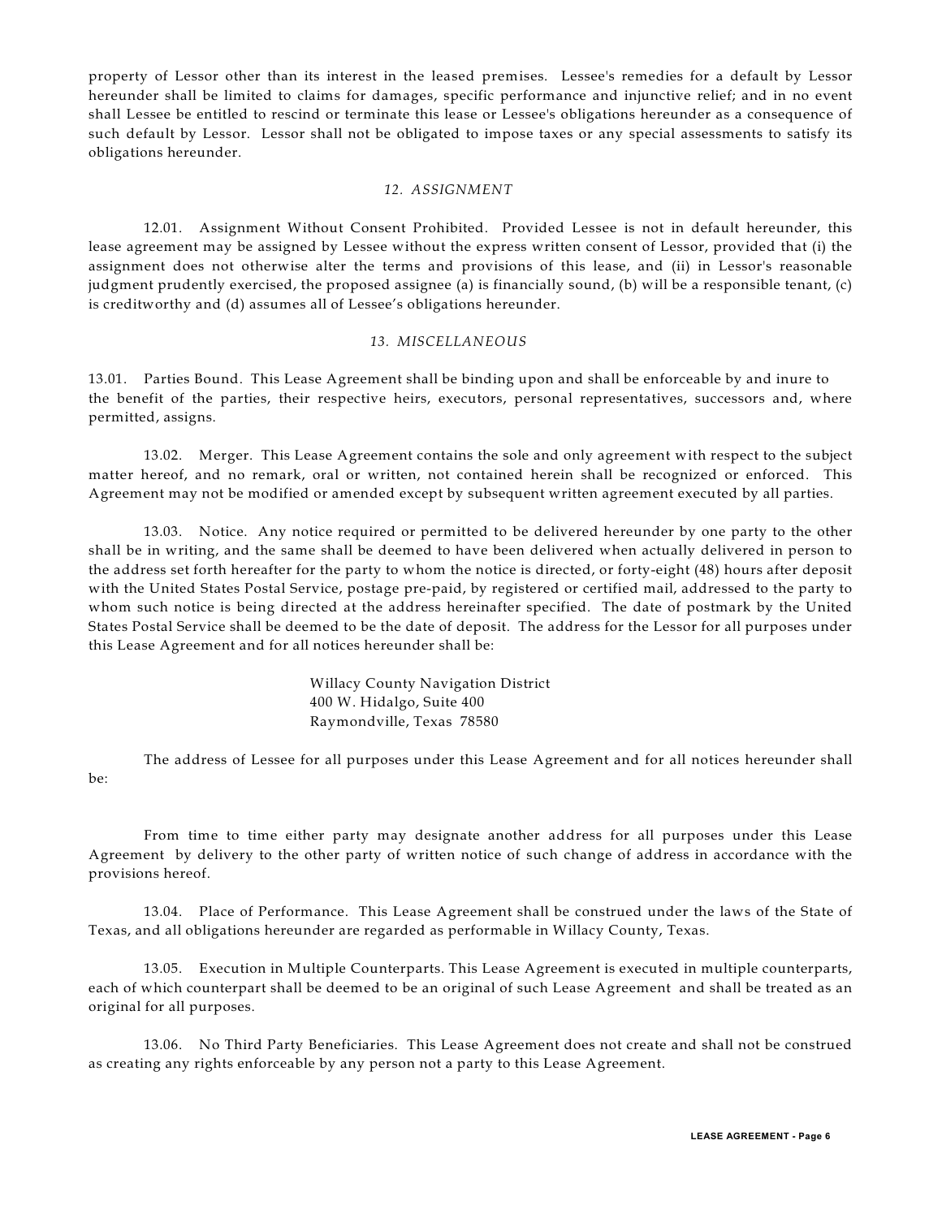property of Lessor other than its interest in the leased premises. Lessee's remedies for a default by Lessor hereunder shall be limited to claims for damages, specific performance and injunctive relief; and in no event shall Lessee be entitled to rescind or terminate this lease or Lessee's obligations hereunder as a consequence of such default by Lessor. Lessor shall not be obligated to impose taxes or any special assessments to satisfy its obligations hereunder.

*12. ASSIGNMENT*

12.01. Assignment Without Consent Prohibited. Provided Lessee is not in default hereunder, this lease agreement may be assigned by Lessee without the express written consent of Lessor, provided that (i) the assignment does not otherwise alter the terms and provisions of this lease, and (ii) in Lessor's reasonable judgment prudently exercised, the proposed assignee (a) is financially sound, (b) will be a responsible tenant, (c) is creditworthy and (d) assumes all of Lessee's obligations hereunder.

*13. MISCELLANEOUS*

13.01. Parties Bound. This Lease Agreement shall be binding upon and shall be enforceable by and inure to the benefit of the parties, their respective heirs, executors, personal representatives, successors and, where permitted, assigns.

13.02. Merger. This Lease Agreement contains the sole and only agreement with respect to the subject matter hereof, and no remark, oral or written, not contained herein shall be recognized or enforced. This Agreement may not be modified or amended except by subsequent written agreement executed by all parties.

13.03. Notice. Any notice required or permitted to be delivered hereunder by one party to the other shall be in writing, and the same shall be deemed to have been delivered when actually delivered in person to the address set forth hereafter for the party to whom the notice is directed, or forty-eight (48) hours after deposit with the United States Postal Service, postage pre-paid, by registered or certified mail, addressed to the party to whom such notice is being directed at the address hereinafter specified. The date of postmark by the United States Postal Service shall be deemed to be the date of deposit. The address for the Lessor for all purposes under this Lease Agreement and for all notices hereunder shall be:

Willacy County Navigation District
400 W. Hidalgo, Suite 400
Raymondville, Texas 78580

The address of Lessee for all purposes under this Lease Agreement and for all notices hereunder shall be:

From time to time either party may designate another address for all purposes under this Lease Agreement by delivery to the other party of written notice of such change of address in accordance with the provisions hereof.

13.04. Place of Performance. This Lease Agreement shall be construed under the laws of the State of Texas, and all obligations hereunder are regarded as performable in Willacy County, Texas.

13.05. Execution in Multiple Counterparts. This Lease Agreement is executed in multiple counterparts, each of which counterpart shall be deemed to be an original of such Lease Agreement and shall be treated as an original for all purposes.

13.06. No Third Party Beneficiaries. This Lease Agreement does not create and shall not be construed as creating any rights enforceable by any person not a party to this Lease Agreement.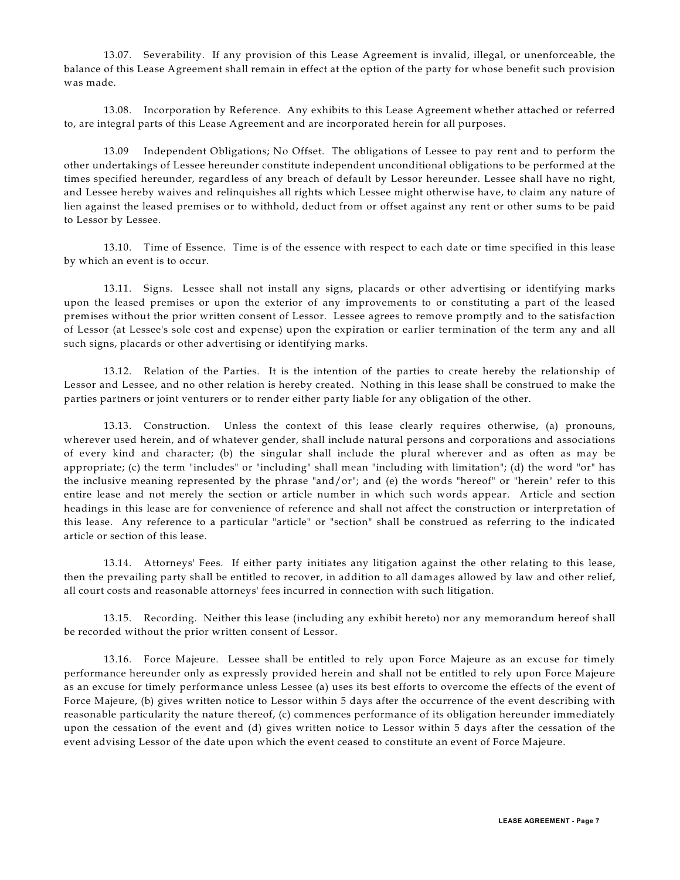13.07. Severability. If any provision of this Lease Agreement is invalid, illegal, or unenforceable, the balance of this Lease Agreement shall remain in effect at the option of the party for whose benefit such provision was made.

13.08. Incorporation by Reference. Any exhibits to this Lease Agreement whether attached or referred to, are integral parts of this Lease Agreement and are incorporated herein for all purposes.

13.09 Independent Obligations; No Offset. The obligations of Lessee to pay rent and to perform the other undertakings of Lessee hereunder constitute independent unconditional obligations to be performed at the times specified hereunder, regardless of any breach of default by Lessor hereunder. Lessee shall have no right, and Lessee hereby waives and relinquishes all rights which Lessee might otherwise have, to claim any nature of lien against the leased premises or to withhold, deduct from or offset against any rent or other sums to be paid to Lessor by Lessee.

13.10. Time of Essence. Time is of the essence with respect to each date or time specified in this lease by which an event is to occur.

13.11. Signs. Lessee shall not install any signs, placards or other advertising or identifying marks upon the leased premises or upon the exterior of any improvements to or constituting a part of the leased premises without the prior written consent of Lessor. Lessee agrees to remove promptly and to the satisfaction of Lessor (at Lessee's sole cost and expense) upon the expiration or earlier termination of the term any and all such signs, placards or other advertising or identifying marks.

13.12. Relation of the Parties. It is the intention of the parties to create hereby the relationship of Lessor and Lessee, and no other relation is hereby created. Nothing in this lease shall be construed to make the parties partners or joint venturers or to render either party liable for any obligation of the other.

13.13. Construction. Unless the context of this lease clearly requires otherwise, (a) pronouns, wherever used herein, and of whatever gender, shall include natural persons and corporations and associations of every kind and character; (b) the singular shall include the plural wherever and as often as may be appropriate; (c) the term "includes" or "including" shall mean "including with limitation"; (d) the word "or" has the inclusive meaning represented by the phrase "and/or"; and (e) the words "hereof" or "herein" refer to this entire lease and not merely the section or article number in which such words appear. Article and section headings in this lease are for convenience of reference and shall not affect the construction or interpretation of this lease. Any reference to a particular "article" or "section" shall be construed as referring to the indicated article or section of this lease.

13.14. Attorneys' Fees. If either party initiates any litigation against the other relating to this lease, then the prevailing party shall be entitled to recover, in addition to all damages allowed by law and other relief, all court costs and reasonable attorneys' fees incurred in connection with such litigation.

13.15. Recording. Neither this lease (including any exhibit hereto) nor any memorandum hereof shall be recorded without the prior written consent of Lessor.

13.16. Force Majeure. Lessee shall be entitled to rely upon Force Majeure as an excuse for timely performance hereunder only as expressly provided herein and shall not be entitled to rely upon Force Majeure as an excuse for timely performance unless Lessee (a) uses its best efforts to overcome the effects of the event of Force Majeure, (b) gives written notice to Lessor within 5 days after the occurrence of the event describing with reasonable particularity the nature thereof, (c) commences performance of its obligation hereunder immediately upon the cessation of the event and (d) gives written notice to Lessor within 5 days after the cessation of the event advising Lessor of the date upon which the event ceased to constitute an event of Force Majeure.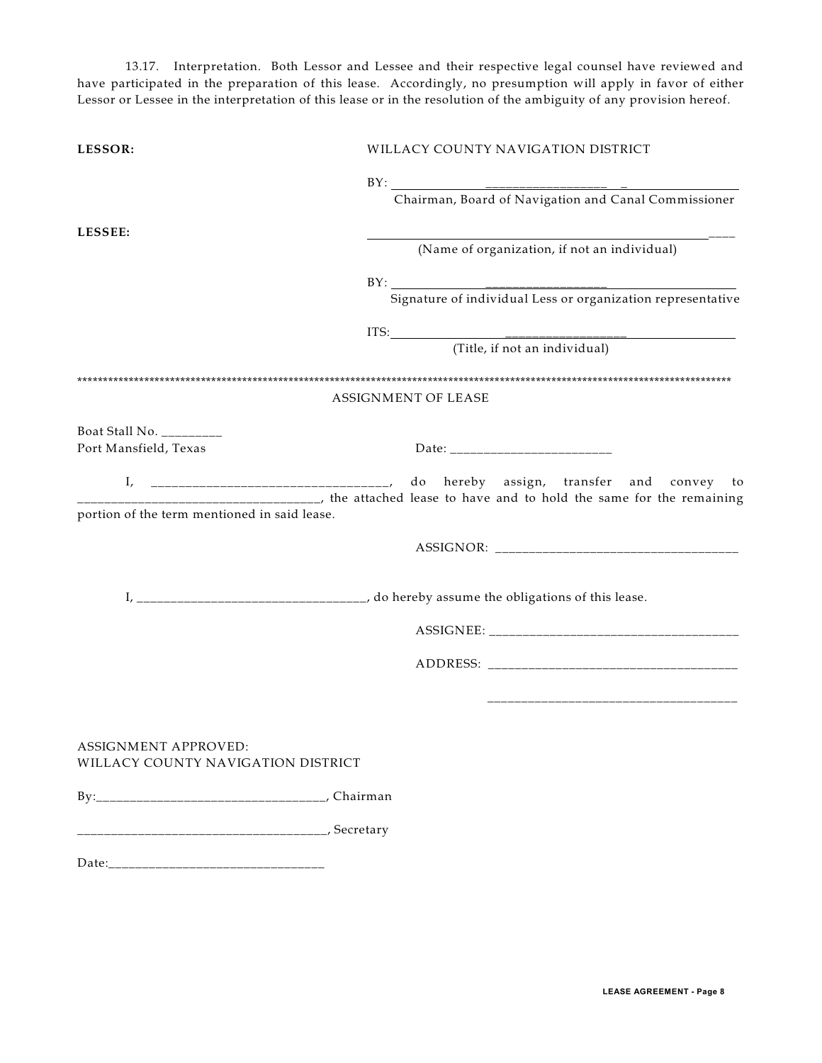13.17. Interpretation. Both Lessor and Lessee and their respective legal counsel have reviewed and have participated in the preparation of this lease. Accordingly, no presumption will apply in favor of either Lessor or Lessee in the interpretation of this lease or in the resolution of the ambiguity of any provision hereof.

**LESSOR:** WILLACY COUNTY NAVIGATION DISTRICT

BY: ________________________________________

Chairman, Board of Navigation and Canal Commissioner

**LESSEE:** ________________________________________

(Name of organization, if not an individual)

BY: ________________________________________

Signature of individual Less or organization representative

ITS: ________________________________________

(Title, if not an individual)

******************************************************************************************************************************

ASSIGNMENT OF LEASE

Boat Stall No. _________

Port Mansfield, Texas

Date: ________________________

I, __________________________________, do hereby assign, transfer and convey to __________________________________, the attached lease to have and to hold the same for the remaining portion of the term mentioned in said lease.

ASSIGNOR: ____________________________________

I, __________________________________, do hereby assume the obligations of this lease.

ASSIGNEE: ____________________________________

ADDRESS: ____________________________________

____________________________________

ASSIGNMENT APPROVED:

WILLACY COUNTY NAVIGATION DISTRICT

By:__________________________________, Chairman

____________________________________, Secretary

Date:________________________________